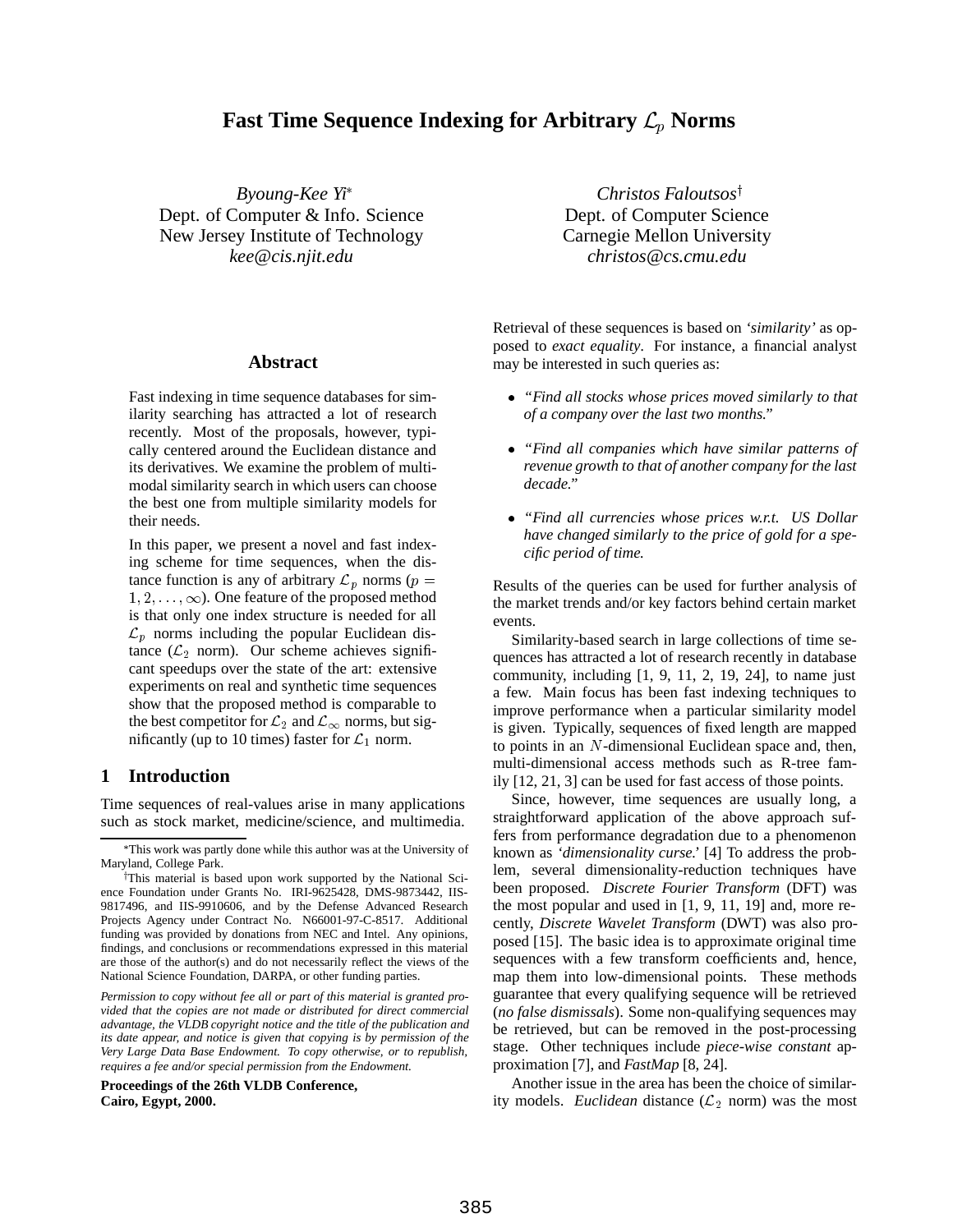# Fast Time Sequence Indexing for Arbitrary $\mathcal{L}_p$ Norms

*Byoung-Kee Yi*[*]
Dept. of Computer & Info. Science
New Jersey Institute of Technology
*kee@cis.njit.edu*

*Christos Faloutsos*[†]
Dept. of Computer Science
Carnegie Mellon University
*christos@cs.cmu.edu*

## Abstract

Fast indexing in time sequence databases for similarity searching has attracted a lot of research recently. Most of the proposals, however, typically centered around the Euclidean distance and its derivatives. We examine the problem of multi-modal similarity search in which users can choose the best one from multiple similarity models for their needs.

In this paper, we present a novel and fast indexing scheme for time sequences, when the distance function is any of arbitrary $\mathcal{L}_p$ norms ($p = 1, 2, \ldots, \infty$). One feature of the proposed method is that only one index structure is needed for all $\mathcal{L}_p$ norms including the popular Euclidean distance ($\mathcal{L}_2$ norm). Our scheme achieves significant speedups over the state of the art: extensive experiments on real and synthetic time sequences show that the proposed method is comparable to the best competitor for $\mathcal{L}_2$ and $\mathcal{L}_\infty$ norms, but significantly (up to 10 times) faster for $\mathcal{L}_1$ norm.

## 1 Introduction

Time sequences of real-values arise in many applications such as stock market, medicine/science, and multimedia. Retrieval of these sequences is based on *'similarity'* as opposed to *exact equality*. For instance, a financial analyst may be interested in such queries as:

- *"Find all stocks whose prices moved similarly to that of a company over the last two months."*
- *"Find all companies which have similar patterns of revenue growth to that of another company for the last decade."*
- *"Find all currencies whose prices w.r.t. US Dollar have changed similarly to the price of gold for a specific period of time.*

Results of the queries can be used for further analysis of the market trends and/or key factors behind certain market events.

Similarity-based search in large collections of time sequences has attracted a lot of research recently in database community, including [1, 9, 11, 2, 19, 24], to name just a few. Main focus has been fast indexing techniques to improve performance when a particular similarity model is given. Typically, sequences of fixed length are mapped to points in an $N$-dimensional Euclidean space and, then, multi-dimensional access methods such as R-tree family [12, 21, 3] can be used for fast access of those points.

Since, however, time sequences are usually long, a straightforward application of the above approach suffers from performance degradation due to a phenomenon known as *'dimensionality curse.'* [4] To address the problem, several dimensionality-reduction techniques have been proposed. *Discrete Fourier Transform* (DFT) was the most popular and used in [1, 9, 11, 19] and, more recently, *Discrete Wavelet Transform* (DWT) was also proposed [15]. The basic idea is to approximate original time sequences with a few transform coefficients and, hence, map them into low-dimensional points. These methods guarantee that every qualifying sequence will be retrieved (*no false dismissals*). Some non-qualifying sequences may be retrieved, but can be removed in the post-processing stage. Other techniques include *piece-wise constant* approximation [7], and *FastMap* [8, 24].

Another issue in the area has been the choice of similarity models. *Euclidean* distance ($\mathcal{L}_2$ norm) was the most

---

[*] This work was partly done while this author was at the University of Maryland, College Park.

[†] This material is based upon work supported by the National Science Foundation under Grants No. IRI-9625428, DMS-9873442, IIS-9817496, and IIS-9910606, and by the Defense Advanced Research Projects Agency under Contract No. N66001-97-C-8517. Additional funding was provided by donations from NEC and Intel. Any opinions, findings, and conclusions or recommendations expressed in this material are those of the author(s) and do not necessarily reflect the views of the National Science Foundation, DARPA, or other funding parties.

*Permission to copy without fee all or part of this material is granted provided that the copies are not made or distributed for direct commercial advantage, the VLDB copyright notice and the title of the publication and its date appear, and notice is given that copying is by permission of the Very Large Data Base Endowment. To copy otherwise, or to republish, requires a fee and/or special permission from the Endowment.*

**Proceedings of the 26th VLDB Conference, Cairo, Egypt, 2000.**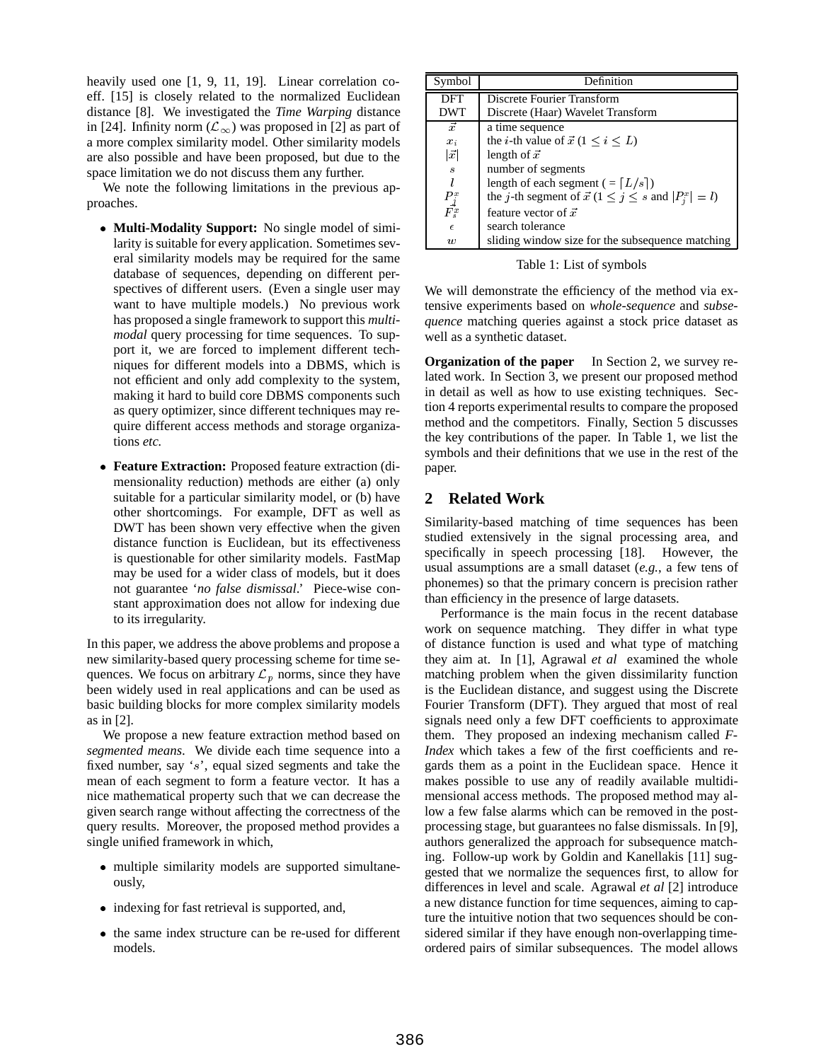heavily used one [1, 9, 11, 19]. Linear correlation coeff. [15] is closely related to the normalized Euclidean distance [8]. We investigated the *Time Warping* distance in [24]. Infinity norm ($\mathcal{L}_\infty$) was proposed in [2] as part of a more complex similarity model. Other similarity models are also possible and have been proposed, but due to the space limitation we do not discuss them any further.

We note the following limitations in the previous approaches.

- **Multi-Modality Support:** No single model of similarity is suitable for every application. Sometimes several similarity models may be required for the same database of sequences, depending on different perspectives of different users. (Even a single user may want to have multiple models.) No previous work has proposed a single framework to support this *multimodal* query processing for time sequences. To support it, we are forced to implement different techniques for different models into a DBMS, which is not efficient and only add complexity to the system, making it hard to build core DBMS components such as query optimizer, since different techniques may require different access methods and storage organizations *etc.*

- **Feature Extraction:** Proposed feature extraction (dimensionality reduction) methods are either (a) only suitable for a particular similarity model, or (b) have other shortcomings. For example, DFT as well as DWT has been shown very effective when the given distance function is Euclidean, but its effectiveness is questionable for other similarity models. FastMap may be used for a wider class of models, but it does not guarantee '*no false dismissal*.' Piece-wise constant approximation does not allow for indexing due to its irregularity.

In this paper, we address the above problems and propose a new similarity-based query processing scheme for time sequences. We focus on arbitrary $\mathcal{L}_p$ norms, since they have been widely used in real applications and can be used as basic building blocks for more complex similarity models as in [2].

We propose a new feature extraction method based on *segmented means*. We divide each time sequence into a fixed number, say '$s$', equal sized segments and take the mean of each segment to form a feature vector. It has a nice mathematical property such that we can decrease the given search range without affecting the correctness of the query results. Moreover, the proposed method provides a single unified framework in which,

- multiple similarity models are supported simultaneously,
- indexing for fast retrieval is supported, and,
- the same index structure can be re-used for different models.

| Symbol | Definition |
|---|---|
| DFT | Discrete Fourier Transform |
| DWT | Discrete (Haar) Wavelet Transform |
| $\vec{x}$ | a time sequence |
| $x_i$ | the $i$-th value of $\vec{x}$ ($1 \leq i \leq L$) |
| $\lvert\vec{x}\rvert$ | length of $\vec{x}$ |
| $s$ | number of segments |
| $l$ | length of each segment ( = $\lceil L/s \rceil$) |
| $P_j^x$ | the $j$-th segment of $\vec{x}$ ($1 \leq j \leq s$ and $\lvert P_j^x\rvert = l$) |
| $F_s^x$ | feature vector of $\vec{x}$ |
| $\epsilon$ | search tolerance |
| $w$ | sliding window size for the subsequence matching |

Table 1: List of symbols

We will demonstrate the efficiency of the method via extensive experiments based on *whole-sequence* and *subsequence* matching queries against a stock price dataset as well as a synthetic dataset.

**Organization of the paper** In Section 2, we survey related work. In Section 3, we present our proposed method in detail as well as how to use existing techniques. Section 4 reports experimental results to compare the proposed method and the competitors. Finally, Section 5 discusses the key contributions of the paper. In Table 1, we list the symbols and their definitions that we use in the rest of the paper.

## 2 Related Work

Similarity-based matching of time sequences has been studied extensively in the signal processing area, and specifically in speech processing [18]. However, the usual assumptions are a small dataset (*e.g.*, a few tens of phonemes) so that the primary concern is precision rather than efficiency in the presence of large datasets.

Performance is the main focus in the recent database work on sequence matching. They differ in what type of distance function is used and what type of matching they aim at. In [1], Agrawal *et al* examined the whole matching problem when the given dissimilarity function is the Euclidean distance, and suggest using the Discrete Fourier Transform (DFT). They argued that most of real signals need only a few DFT coefficients to approximate them. They proposed an indexing mechanism called *F-Index* which takes a few of the first coefficients and regards them as a point in the Euclidean space. Hence it makes possible to use any of readily available multidimensional access methods. The proposed method may allow a few false alarms which can be removed in the post-processing stage, but guarantees no false dismissals. In [9], authors generalized the approach for subsequence matching. Follow-up work by Goldin and Kanellakis [11] suggested that we normalize the sequences first, to allow for differences in level and scale. Agrawal *et al* [2] introduce a new distance function for time sequences, aiming to capture the intuitive notion that two sequences should be considered similar if they have enough non-overlapping time-ordered pairs of similar subsequences. The model allows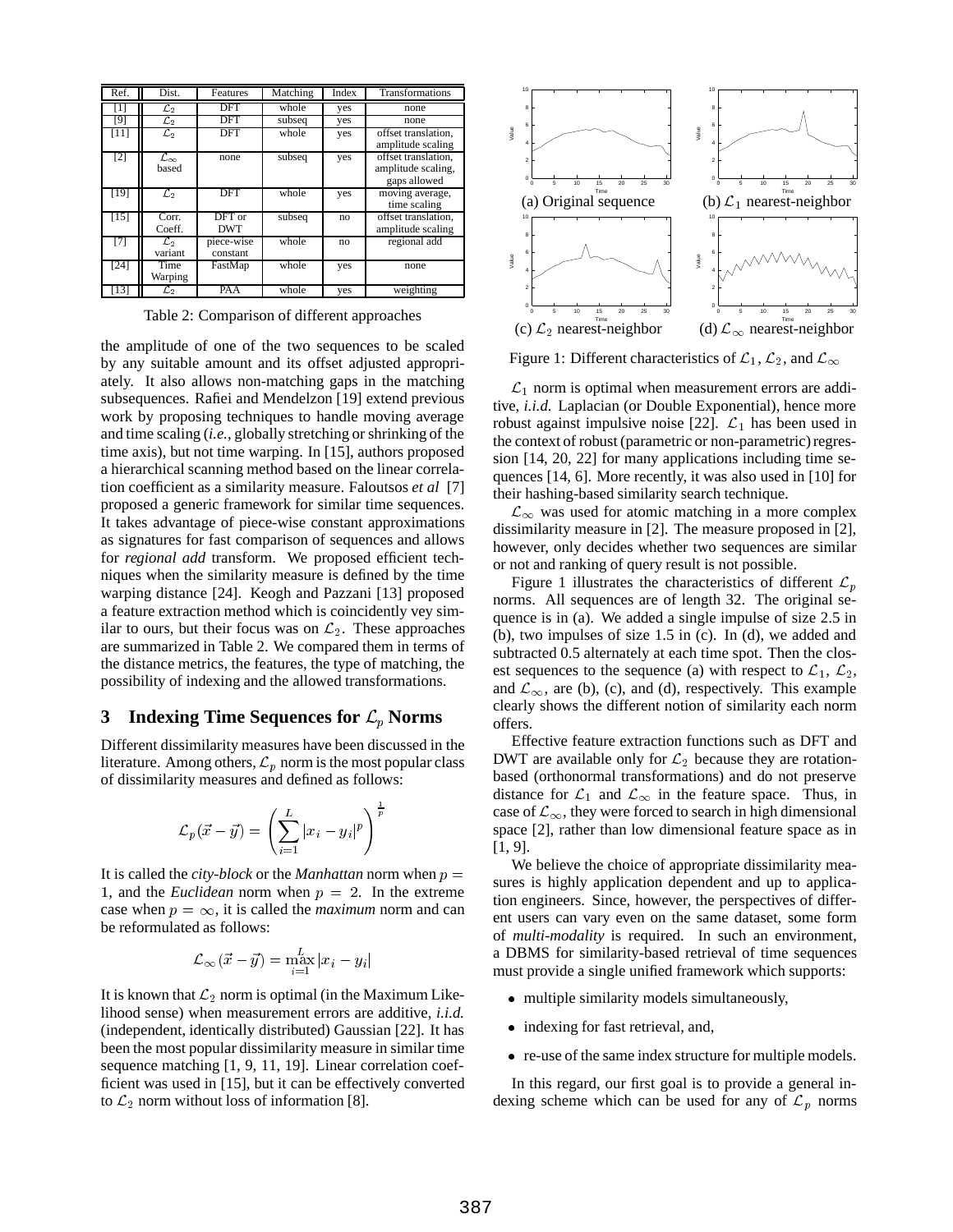| Ref. | Dist. | Features | Matching | Index | Transformations |
|---|---|---|---|---|---|
| [1] | $\mathcal{L}_2$ | DFT | whole | yes | none |
| [9] | $\mathcal{L}_2$ | DFT | subseq | yes | none |
| [11] | $\mathcal{L}_2$ | DFT | whole | yes | offset translation, amplitude scaling |
| [2] | $\mathcal{L}_\infty$ based | none | subseq | yes | offset translation, amplitude scaling, gaps allowed |
| [19] | $\mathcal{L}_2$ | DFT | whole | yes | moving average, time scaling |
| [15] | Corr. Coeff. | DFT or DWT | subseq | no | offset translation, amplitude scaling |
| [7] | $\mathcal{L}_2$ variant | piece-wise constant | whole | no | regional add |
| [24] | Time Warping | FastMap | whole | yes | none |
| [13] | $\mathcal{L}_2$ | PAA | whole | yes | weighting |

Table 2: Comparison of different approaches

the amplitude of one of the two sequences to be scaled by any suitable amount and its offset adjusted appropriately. It also allows non-matching gaps in the matching subsequences. Rafiei and Mendelzon [19] extend previous work by proposing techniques to handle moving average and time scaling (*i.e.*, globally stretching or shrinking of the time axis), but not time warping. In [15], authors proposed a hierarchical scanning method based on the linear correlation coefficient as a similarity measure. Faloutsos *et al* [7] proposed a generic framework for similar time sequences. It takes advantage of piece-wise constant approximations as signatures for fast comparison of sequences and allows for *regional add* transform. We proposed efficient techniques when the similarity measure is defined by the time warping distance [24]. Keogh and Pazzani [13] proposed a feature extraction method which is coincidently vey similar to ours, but their focus was on $\mathcal{L}_2$. These approaches are summarized in Table 2. We compared them in terms of the distance metrics, the features, the type of matching, the possibility of indexing and the allowed transformations.

## 3 Indexing Time Sequences for $\mathcal{L}_p$ Norms

Different dissimilarity measures have been discussed in the literature. Among others, $\mathcal{L}_p$ norm is the most popular class of dissimilarity measures and defined as follows:

$$\mathcal{L}_p(\vec{x}-\vec{y}) = \left( \sum_{i=1}^{L} |x_i - y_i|^p \right)^{\frac{1}{p}}$$

It is called the *city-block* or the *Manhattan* norm when $p = 1$, and the *Euclidean* norm when $p = 2$. In the extreme case when $p = \infty$, it is called the *maximum* norm and can be reformulated as follows:

$$\mathcal{L}_\infty(\vec{x}-\vec{y}) = \max_{i=1}^{L} |x_i - y_i|$$

It is known that $\mathcal{L}_2$ norm is optimal (in the Maximum Likelihood sense) when measurement errors are additive, *i.i.d.* (independent, identically distributed) Gaussian [22]. It has been the most popular dissimilarity measure in similar time sequence matching [1, 9, 11, 19]. Linear correlation coefficient was used in [15], but it can be effectively converted to $\mathcal{L}_2$ norm without loss of information [8].

(a) Original sequence (b) $\mathcal{L}_1$ nearest-neighbor (c) $\mathcal{L}_2$ nearest-neighbor (d) $\mathcal{L}_\infty$ nearest-neighbor

Figure 1: Different characteristics of $\mathcal{L}_1$, $\mathcal{L}_2$, and $\mathcal{L}_\infty$

$\mathcal{L}_1$ norm is optimal when measurement errors are additive, *i.i.d.* Laplacian (or Double Exponential), hence more robust against impulsive noise [22]. $\mathcal{L}_1$ has been used in the context of robust (parametric or non-parametric) regression [14, 20, 22] for many applications including time sequences [14, 6]. More recently, it was also used in [10] for their hashing-based similarity search technique.

$\mathcal{L}_\infty$ was used for atomic matching in a more complex dissimilarity measure in [2]. The measure proposed in [2], however, only decides whether two sequences are similar or not and ranking of query result is not possible.

Figure 1 illustrates the characteristics of different $\mathcal{L}_p$ norms. All sequences are of length 32. The original sequence is in (a). We added a single impulse of size 2.5 in (b), two impulses of size 1.5 in (c). In (d), we added and subtracted 0.5 alternately at each time spot. Then the closest sequences to the sequence (a) with respect to $\mathcal{L}_1$, $\mathcal{L}_2$, and $\mathcal{L}_\infty$, are (b), (c), and (d), respectively. This example clearly shows the different notion of similarity each norm offers.

Effective feature extraction functions such as DFT and DWT are available only for $\mathcal{L}_2$ because they are rotation-based (orthonormal transformations) and do not preserve distance for $\mathcal{L}_1$ and $\mathcal{L}_\infty$ in the feature space. Thus, in case of $\mathcal{L}_\infty$, they were forced to search in high dimensional space [2], rather than low dimensional feature space as in [1, 9].

We believe the choice of appropriate dissimilarity measures is highly application dependent and up to application engineers. Since, however, the perspectives of different users can vary even on the same dataset, some form of *multi-modality* is required. In such an environment, a DBMS for similarity-based retrieval of time sequences must provide a single unified framework which supports:

- multiple similarity models simultaneously,
- indexing for fast retrieval, and,
- re-use of the same index structure for multiple models.

In this regard, our first goal is to provide a general indexing scheme which can be used for any of $\mathcal{L}_p$ norms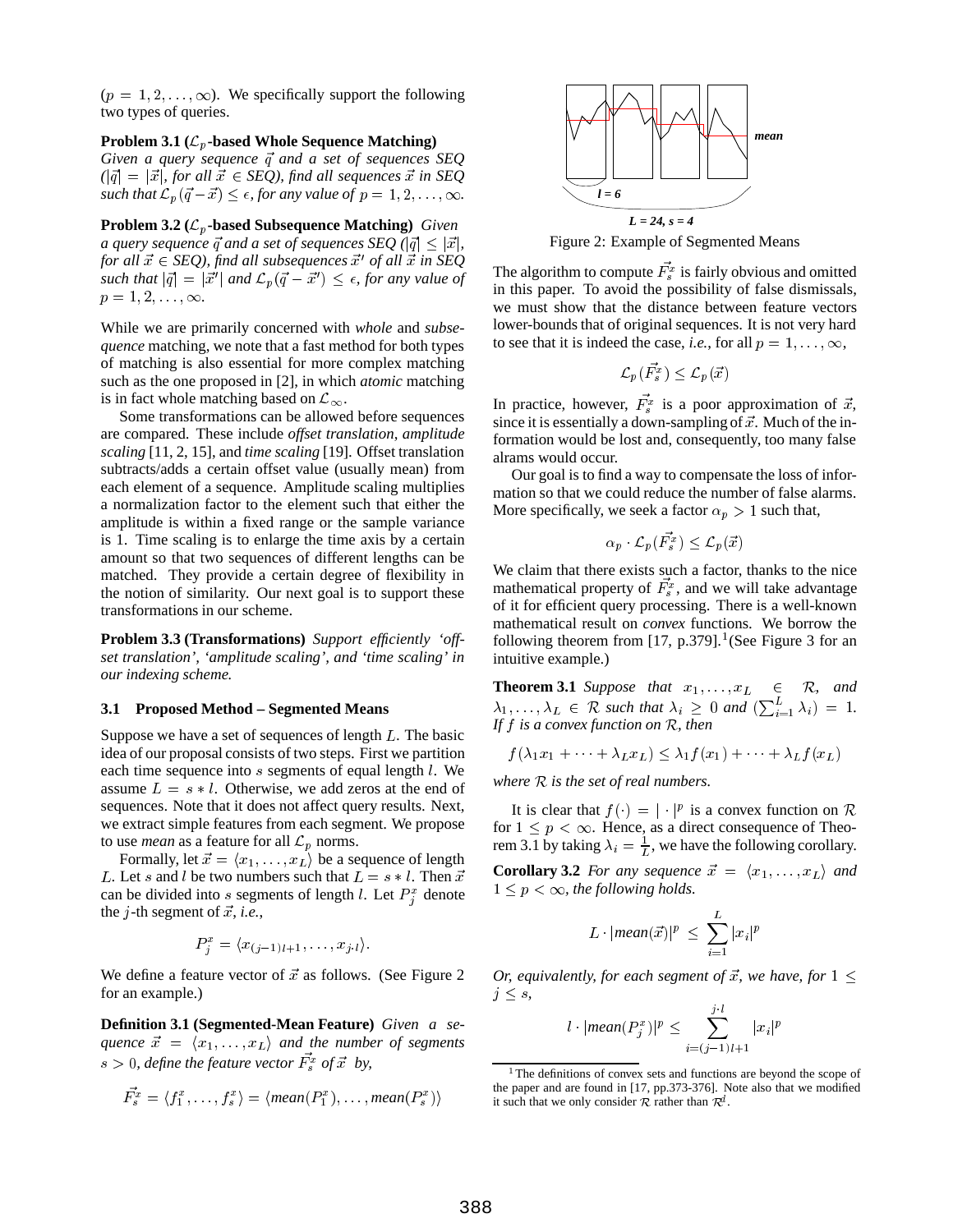($p = 1, 2, \ldots, \infty$). We specifically support the following two types of queries.

**Problem 3.1 ($\mathcal{L}_p$-based Whole Sequence Matching)** *Given a query sequence $\vec{q}$ and a set of sequences SEQ ($|\vec{q}| = |\vec{x}|$, for all $\vec{x} \in$ SEQ), find all sequences $\vec{x}$ in SEQ such that $\mathcal{L}_p(\vec{q} - \vec{x}) \leq \epsilon$, for any value of $p = 1, 2, \ldots, \infty$.*

**Problem 3.2 ($\mathcal{L}_p$-based Subsequence Matching)** *Given a query sequence $\vec{q}$ and a set of sequences SEQ ($|\vec{q}| \leq |\vec{x}|$, for all $\vec{x} \in$ SEQ), find all subsequences $\vec{x}'$ of all $\vec{x}$ in SEQ such that $|\vec{q}| = |\vec{x}'|$ and $\mathcal{L}_p(\vec{q} - \vec{x}') \leq \epsilon$, for any value of $p = 1, 2, \ldots, \infty$.*

While we are primarily concerned with *whole* and *subsequence* matching, we note that a fast method for both types of matching is also essential for more complex matching such as the one proposed in [2], in which *atomic* matching is in fact whole matching based on $\mathcal{L}_\infty$.

Some transformations can be allowed before sequences are compared. These include *offset translation*, *amplitude scaling* [11, 2, 15], and *time scaling* [19]. Offset translation subtracts/adds a certain offset value (usually mean) from each element of a sequence. Amplitude scaling multiplies a normalization factor to the element such that either the amplitude is within a fixed range or the sample variance is 1. Time scaling is to enlarge the time axis by a certain amount so that two sequences of different lengths can be matched. They provide a certain degree of flexibility in the notion of similarity. Our next goal is to support these transformations in our scheme.

**Problem 3.3 (Transformations)** *Support efficiently 'offset translation', 'amplitude scaling', and 'time scaling' in our indexing scheme.*

### 3.1 Proposed Method – Segmented Means

Suppose we have a set of sequences of length $L$. The basic idea of our proposal consists of two steps. First we partition each time sequence into $s$ segments of equal length $l$. We assume $L = s * l$. Otherwise, we add zeros at the end of sequences. Note that it does not affect query results. Next, we extract simple features from each segment. We propose to use *mean* as a feature for all $\mathcal{L}_p$ norms.

Formally, let $\vec{x} = \langle x_1, \ldots, x_L \rangle$ be a sequence of length $L$. Let $s$ and $l$ be two numbers such that $L = s * l$. Then $\vec{x}$ can be divided into $s$ segments of length $l$. Let $P_j^x$ denote the $j$-th segment of $\vec{x}$, *i.e.*,

$$P_j^x = \langle x_{(j-1)l+1}, \ldots, x_{j \cdot l} \rangle.$$

We define a feature vector of $\vec{x}$ as follows. (See Figure 2 for an example.)

**Definition 3.1 (Segmented-Mean Feature)** *Given a sequence $\vec{x} = \langle x_1, \ldots, x_L \rangle$ and the number of segments $s > 0$, define the feature vector $\vec{F_s^x}$ of $\vec{x}$ by,*

$$\vec{F_s^x} = \langle f_1^x, \ldots, f_s^x \rangle = \langle \textit{mean}(P_1^x), \ldots, \textit{mean}(P_s^x) \rangle$$

Figure 2: Example of Segmented Means

The algorithm to compute $\vec{F_s^x}$ is fairly obvious and omitted in this paper. To avoid the possibility of false dismissals, we must show that the distance between feature vectors lower-bounds that of original sequences. It is not very hard to see that it is indeed the case, *i.e.*, for all $p = 1, \ldots, \infty$,

$$\mathcal{L}_p(\vec{F_s^x}) \leq \mathcal{L}_p(\vec{x})$$

In practice, however, $\vec{F_s^x}$ is a poor approximation of $\vec{x}$, since it is essentially a down-sampling of $\vec{x}$. Much of the information would be lost and, consequently, too many false alarams would occur.

Our goal is to find a way to compensate the loss of information so that we could reduce the number of false alarms. More specifically, we seek a factor $\alpha_p > 1$ such that,

$$\alpha_p \cdot \mathcal{L}_p(\vec{F_s^x}) \leq \mathcal{L}_p(\vec{x})$$

We claim that there exists such a factor, thanks to the nice mathematical property of $\vec{F_s^x}$, and we will take advantage of it for efficient query processing. There is a well-known mathematical result on *convex* functions. We borrow the following theorem from [17, p.379].[1] (See Figure 3 for an intuitive example.)

**Theorem 3.1** *Suppose that $x_1, \ldots, x_L \in \mathcal{R}$, and $\lambda_1, \ldots, \lambda_L \in \mathcal{R}$ such that $\lambda_i \geq 0$ and $(\sum_{i=1}^{L} \lambda_i) = 1$. If $f$ is a convex function on $\mathcal{R}$, then*

$$f(\lambda_1 x_1 + \cdots + \lambda_L x_L) \leq \lambda_1 f(x_1) + \cdots + \lambda_L f(x_L)$$

*where $\mathcal{R}$ is the set of real numbers.*

It is clear that $f(\cdot) = |\cdot|^p$ is a convex function on $\mathcal{R}$ for $1 \leq p < \infty$. Hence, as a direct consequence of Theorem 3.1 by taking $\lambda_i = \frac{1}{L}$, we have the following corollary.

**Corollary 3.2** *For any sequence $\vec{x} = \langle x_1, \ldots, x_L \rangle$ and $1 \leq p < \infty$, the following holds.*

$$L \cdot |\textit{mean}(\vec{x})|^p \leq \sum_{i=1}^{L} |x_i|^p$$

*Or, equivalently, for each segment of $\vec{x}$, we have, for $1 \leq j \leq s$,*

$$l \cdot |\textit{mean}(P_j^x)|^p \leq \sum_{i=(j-1)l+1}^{j \cdot l} |x_i|^p$$

[1] The definitions of convex sets and functions are beyond the scope of the paper and are found in [17, pp.373-376]. Note also that we modified it such that we only consider $\mathcal{R}$ rather than $\mathcal{R}^d$.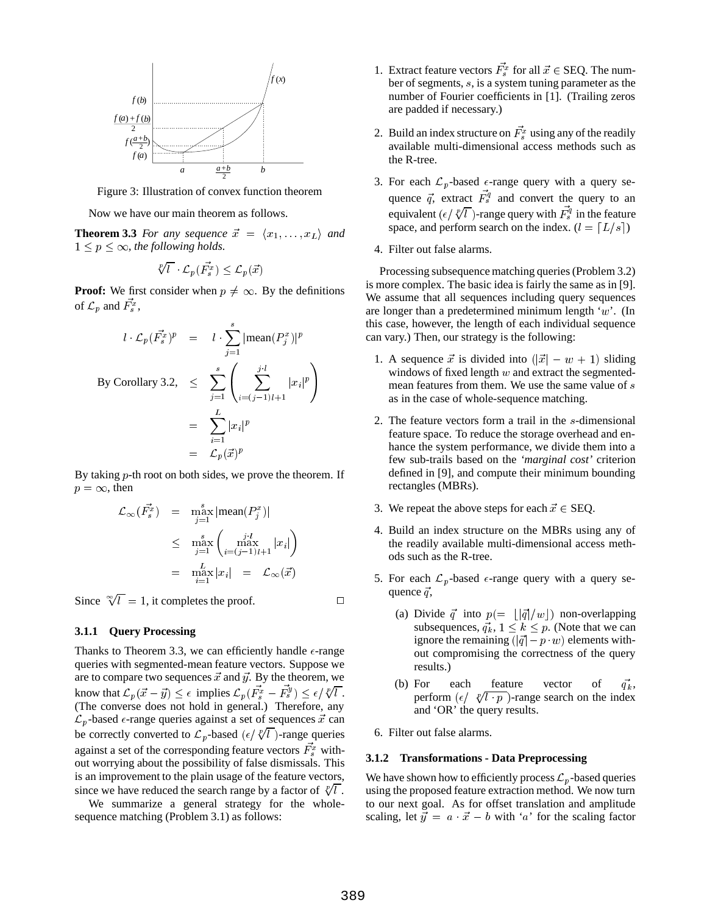Figure 3: Illustration of convex function theorem

Now we have our main theorem as follows.

**Theorem 3.3** *For any sequence $\vec{x} = \langle x_1, \ldots, x_L \rangle$ and $1 \le p \le \infty$, the following holds.*

$$\sqrt[p]{l} \cdot \mathcal{L}_p(\vec{F_s^x}) \le \mathcal{L}_p(\vec{x})$$

**Proof:** We first consider when $p \ne \infty$. By the definitions of $\mathcal{L}_p$ and $\vec{F_s^x}$,

$$\begin{aligned}
l \cdot \mathcal{L}_p(\vec{F_s^x})^p &= l \cdot \sum_{j=1}^{s} |\text{mean}(P_j^x)|^p \\
\text{By Corollary 3.2,} \quad &\le \sum_{j=1}^{s} \left( \sum_{i=(j-1)l+1}^{j \cdot l} |x_i|^p \right) \\
&= \sum_{i=1}^{L} |x_i|^p \\
&= \mathcal{L}_p(\vec{x})^p
\end{aligned}$$

By taking $p$-th root on both sides, we prove the theorem. If $p = \infty$, then

$$\begin{aligned}
\mathcal{L}_\infty(\vec{F_s^x}) &= \max_{j=1}^{s} |\text{mean}(P_j^x)| \\
&\le \max_{j=1}^{s} \left( \max_{i=(j-1)l+1}^{j \cdot l} |x_i| \right) \\
&= \max_{i=1}^{L} |x_i| \quad = \quad \mathcal{L}_\infty(\vec{x})
\end{aligned}$$

Since $\sqrt[\infty]{l} = 1$, it completes the proof. □

#### 3.1.1 Query Processing

Thanks to Theorem 3.3, we can efficiently handle $\epsilon$-range queries with segmented-mean feature vectors. Suppose we are to compare two sequences $\vec{x}$ and $\vec{y}$. By the theorem, we know that $\mathcal{L}_p(\vec{x} - \vec{y}) \le \epsilon$ implies $\mathcal{L}_p(\vec{F_s^x} - \vec{F_s^y}) \le \epsilon / \sqrt[p]{l}$. (The converse does not hold in general.) Therefore, any $\mathcal{L}_p$-based $\epsilon$-range queries against a set of sequences $\vec{x}$ can be correctly converted to $\mathcal{L}_p$-based $(\epsilon / \sqrt[p]{l})$-range queries against a set of the corresponding feature vectors $\vec{F_s^x}$ without worrying about the possibility of false dismissals. This is an improvement to the plain usage of the feature vectors, since we have reduced the search range by a factor of $\sqrt[p]{l}$.

We summarize a general strategy for the whole-sequence matching (Problem 3.1) as follows:

1. Extract feature vectors $\vec{F_s^x}$ for all $\vec{x} \in$ SEQ. The number of segments, $s$, is a system tuning parameter as the number of Fourier coefficients in [1]. (Trailing zeros are padded if necessary.)
2. Build an index structure on $\vec{F_s^x}$ using any of the readily available multi-dimensional access methods such as the R-tree.
3. For each $\mathcal{L}_p$-based $\epsilon$-range query with a query sequence $\vec{q}$, extract $\vec{F_s^q}$ and convert the query to an equivalent $(\epsilon / \sqrt[p]{l})$-range query with $\vec{F_s^q}$ in the feature space, and perform search on the index. ($l = \lceil L/s \rceil$)
4. Filter out false alarms.

Processing subsequence matching queries (Problem 3.2) is more complex. The basic idea is fairly the same as in [9]. We assume that all sequences including query sequences are longer than a predetermined minimum length '$w$'. (In this case, however, the length of each individual sequence can vary.) Then, our strategy is the following:

1. A sequence $\vec{x}$ is divided into $(|\vec{x}| - w + 1)$ sliding windows of fixed length $w$ and extract the segmented-mean features from them. We use the same value of $s$ as in the case of whole-sequence matching.
2. The feature vectors form a trail in the $s$-dimensional feature space. To reduce the storage overhead and enhance the system performance, we divide them into a few sub-trails based on the *'marginal cost'* criterion defined in [9], and compute their minimum bounding rectangles (MBRs).
3. We repeat the above steps for each $\vec{x} \in$ SEQ.
4. Build an index structure on the MBRs using any of the readily available multi-dimensional access methods such as the R-tree.
5. For each $\mathcal{L}_p$-based $\epsilon$-range query with a query sequence $\vec{q}$,
   (a) Divide $\vec{q}$ into $p (= \lfloor |\vec{q}| / w \rfloor)$ non-overlapping subsequences, $\vec{q_k}$, $1 \le k \le p$. (Note that we can ignore the remaining $(|\vec{q}| - p \cdot w)$ elements without compromising the correctness of the query results.)
   (b) For each feature vector of $\vec{q_k}$, perform $(\epsilon / \sqrt[p]{l \cdot p})$-range search on the index and 'OR' the query results.
6. Filter out false alarms.

#### 3.1.2 Transformations - Data Preprocessing

We have shown how to efficiently process $\mathcal{L}_p$-based queries using the proposed feature extraction method. We now turn to our next goal. As for offset translation and amplitude scaling, let $\vec{y} = a \cdot \vec{x} - b$ with '$a$' for the scaling factor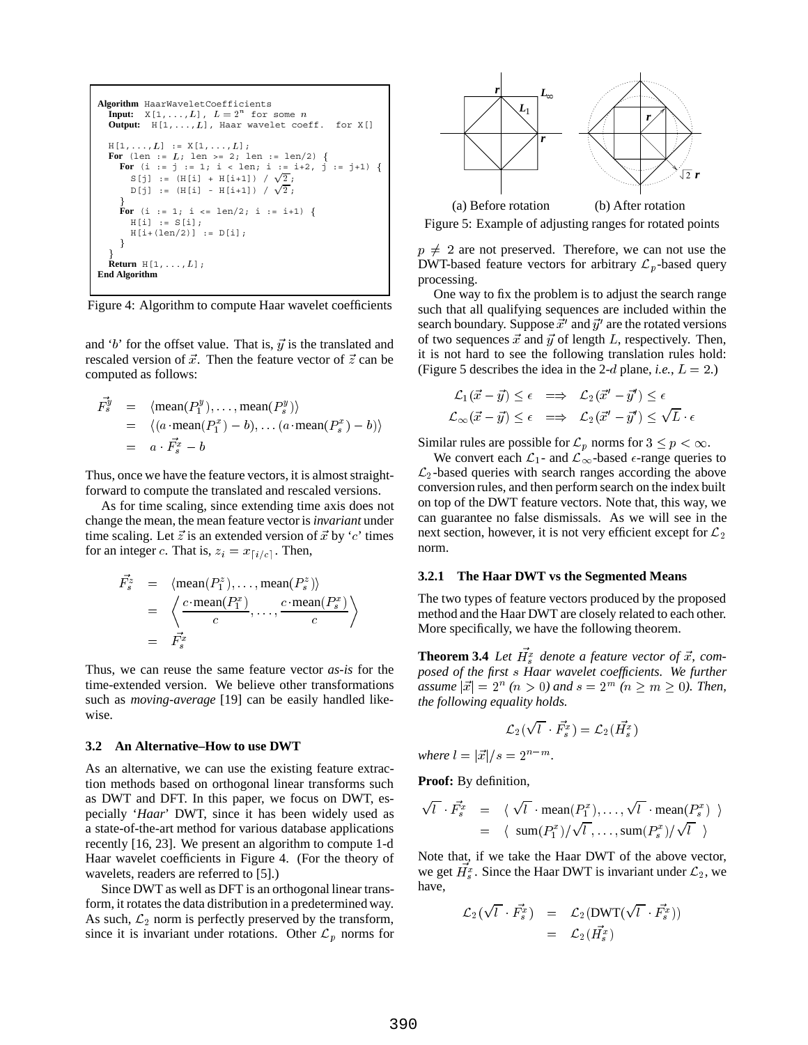```
Algorithm HaarWaveletCoefficients
  Input:  X[1,...,L], L = 2^n for some n
  Output: H[1,...,L], Haar wavelet coeff. for X[]

  H[1,...,L] := X[1,...,L];
  For (len := L; len >= 2; len := len/2) {
    For (i := j := 1; i < len; i := i+2, j := j+1) {
      S[j] := (H[i] + H[i+1]) / √2;
      D[j] := (H[i] - H[i+1]) / √2;
    }
    For (i := 1; i <= len/2; i := i+1) {
      H[i] := S[i];
      H[i+(len/2)] := D[i];
    }
  }
  Return H[1,...,L];
End Algorithm
```

Figure 4: Algorithm to compute Haar wavelet coefficients

and '$b$' for the offset value. That is, $\vec{y}$ is the translated and rescaled version of $\vec{x}$. Then the feature vector of $\vec{z}$ can be computed as follows:

$$
\begin{aligned}
\vec{F_s^y} &= \langle \text{mean}(P_1^y), \ldots, \text{mean}(P_s^y) \rangle \\
&= \langle (a \cdot \text{mean}(P_1^x) - b), \ldots (a \cdot \text{mean}(P_s^x) - b) \rangle \\
&= a \cdot \vec{F_s^x} - b
\end{aligned}
$$

Thus, once we have the feature vectors, it is almost straightforward to compute the translated and rescaled versions.

As for time scaling, since extending time axis does not change the mean, the mean feature vector is *invariant* under time scaling. Let $\vec{z}$ is an extended version of $\vec{x}$ by '$c$' times for an integer $c$. That is, $z_i = x_{\lceil i/c \rceil}$. Then,

$$
\begin{aligned}
\vec{F_s^z} &= \langle \text{mean}(P_1^z), \ldots, \text{mean}(P_s^z) \rangle \\
&= \left\langle \frac{c \cdot \text{mean}(P_1^x)}{c}, \ldots, \frac{c \cdot \text{mean}(P_s^x)}{c} \right\rangle \\
&= \vec{F_s^x}
\end{aligned}
$$

Thus, we can reuse the same feature vector *as-is* for the time-extended version. We believe other transformations such as *moving-average* [19] can be easily handled likewise.

### 3.2 An Alternative–How to use DWT

As an alternative, we can use the existing feature extraction methods based on orthogonal linear transforms such as DWT and DFT. In this paper, we focus on DWT, especially '*Haar*' DWT, since it has been widely used as a state-of-the-art method for various database applications recently [16, 23]. We present an algorithm to compute 1-d Haar wavelet coefficients in Figure 4. (For the theory of wavelets, readers are referred to [5].)

Since DWT as well as DFT is an orthogonal linear transform, it rotates the data distribution in a predetermined way. As such, $\mathcal{L}_2$ norm is perfectly preserved by the transform, since it is invariant under rotations. Other $\mathcal{L}_p$ norms for $p \neq 2$ are not preserved. Therefore, we can not use the DWT-based feature vectors for arbitrary $\mathcal{L}_p$-based query processing.

(a) Before rotation (b) After rotation

Figure 5: Example of adjusting ranges for rotated points

One way to fix the problem is to adjust the search range such that all qualifying sequences are included within the search boundary. Suppose $\vec{x}'$ and $\vec{y}'$ are the rotated versions of two sequences $\vec{x}$ and $\vec{y}$ of length $L$, respectively. Then, it is not hard to see the following translation rules hold: (Figure 5 describes the idea in the 2-$d$ plane, *i.e.*, $L = 2$.)

$$
\begin{aligned}
\mathcal{L}_1(\vec{x} - \vec{y}) \leq \epsilon &\implies \mathcal{L}_2(\vec{x}' - \vec{y}') \leq \epsilon \\
\mathcal{L}_\infty(\vec{x} - \vec{y}) \leq \epsilon &\implies \mathcal{L}_2(\vec{x}' - \vec{y}') \leq \sqrt{L} \cdot \epsilon
\end{aligned}
$$

Similar rules are possible for $\mathcal{L}_p$ norms for $3 \leq p < \infty$.

We convert each $\mathcal{L}_1$- and $\mathcal{L}_\infty$-based $\epsilon$-range queries to $\mathcal{L}_2$-based queries with search ranges according the above conversion rules, and then perform search on the index built on top of the DWT feature vectors. Note that, this way, we can guarantee no false dismissals. As we will see in the next section, however, it is not very efficient except for $\mathcal{L}_2$ norm.

#### 3.2.1 The Haar DWT vs the Segmented Means

The two types of feature vectors produced by the proposed method and the Haar DWT are closely related to each other. More specifically, we have the following theorem.

**Theorem 3.4** *Let $\vec{H_s^x}$ denote a feature vector of $\vec{x}$, composed of the first $s$ Haar wavelet coefficients. We further assume $|\vec{x}| = 2^n$ ($n > 0$) and $s = 2^m$ ($n \geq m \geq 0$). Then, the following equality holds.*

$$
\mathcal{L}_2(\sqrt{l} \cdot \vec{F_s^x}) = \mathcal{L}_2(\vec{H_s^x})
$$

*where $l = |\vec{x}|/s = 2^{n-m}$.*

**Proof:** By definition,

$$
\begin{aligned}
\sqrt{l} \cdot \vec{F_s^x} &= \langle \sqrt{l} \cdot \text{mean}(P_1^x), \ldots, \sqrt{l} \cdot \text{mean}(P_s^x) \rangle \\
&= \langle \text{sum}(P_1^x)/\sqrt{l}, \ldots, \text{sum}(P_s^x)/\sqrt{l} \rangle
\end{aligned}
$$

Note that, if we take the Haar DWT of the above vector, we get $\vec{H_s^x}$. Since the Haar DWT is invariant under $\mathcal{L}_2$, we have,

$$
\begin{aligned}
\mathcal{L}_2(\sqrt{l} \cdot \vec{F_s^x}) &= \mathcal{L}_2(\text{DWT}(\sqrt{l} \cdot \vec{F_s^x})) \\
&= \mathcal{L}_2(\vec{H_s^x})
\end{aligned}
$$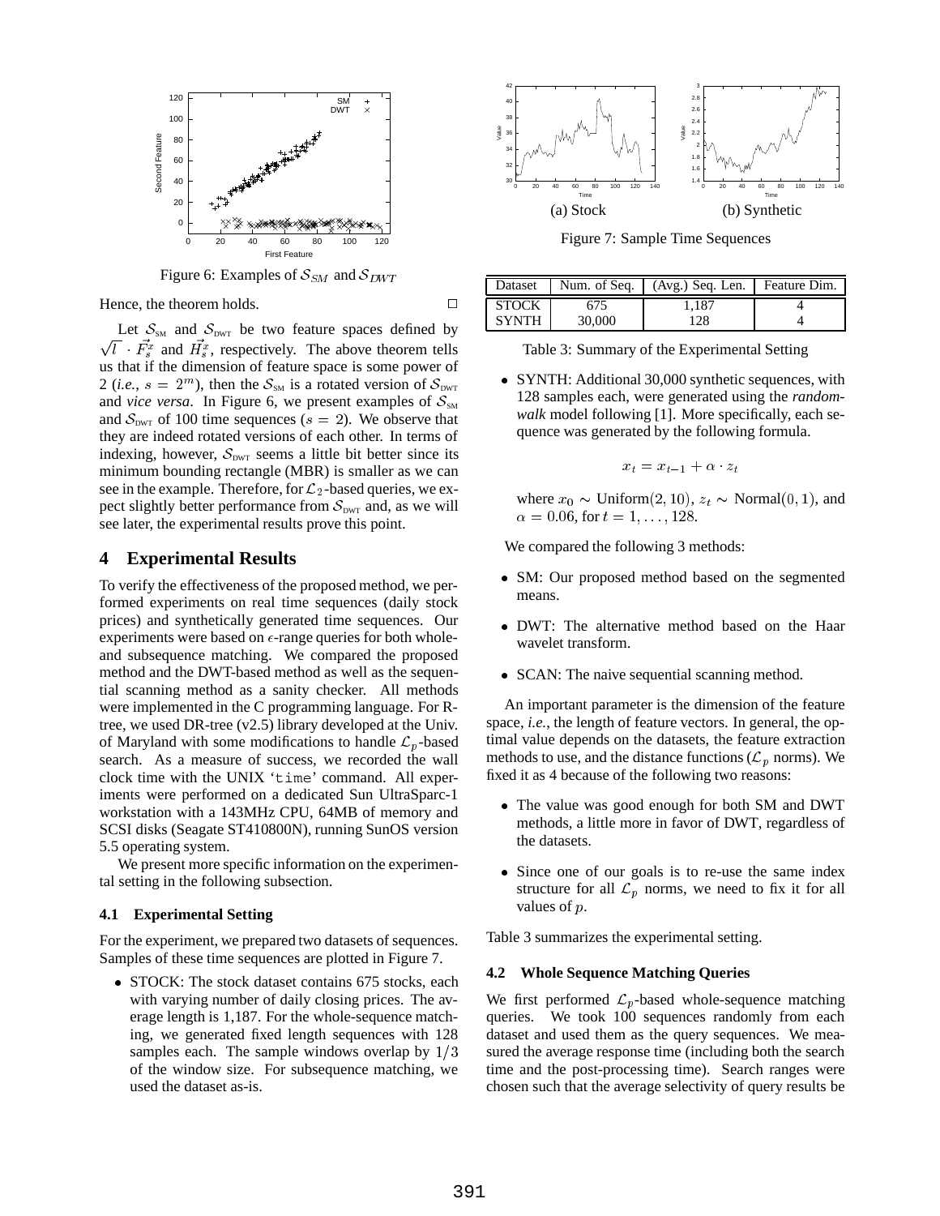Figure 6: Examples of $\mathcal{S}_{SM}$ and $\mathcal{S}_{DWT}$

Hence, the theorem holds. □

Let $\mathcal{S}_{\text{SM}}$ and $\mathcal{S}_{\text{DWT}}$ be two feature spaces defined by $\sqrt{l} \cdot \vec{F_s^x}$ and $\vec{H_s^x}$, respectively. The above theorem tells us that if the dimension of feature space is some power of 2 (*i.e.*, $s = 2^m$), then the $\mathcal{S}_{\text{SM}}$ is a rotated version of $\mathcal{S}_{\text{DWT}}$ and *vice versa*. In Figure 6, we present examples of $\mathcal{S}_{\text{SM}}$ and $\mathcal{S}_{\text{DWT}}$ of 100 time sequences ($s = 2$). We observe that they are indeed rotated versions of each other. In terms of indexing, however, $\mathcal{S}_{\text{DWT}}$ seems a little bit better since its minimum bounding rectangle (MBR) is smaller as we can see in the example. Therefore, for $\mathcal{L}_2$-based queries, we expect slightly better performance from $\mathcal{S}_{\text{DWT}}$ and, as we will see later, the experimental results prove this point.

## 4 Experimental Results

To verify the effectiveness of the proposed method, we performed experiments on real time sequences (daily stock prices) and synthetically generated time sequences. Our experiments were based on $\epsilon$-range queries for both whole- and subsequence matching. We compared the proposed method and the DWT-based method as well as the sequential scanning method as a sanity checker. All methods were implemented in the C programming language. For R-tree, we used DR-tree (v2.5) library developed at the Univ. of Maryland with some modifications to handle $\mathcal{L}_p$-based search. As a measure of success, we recorded the wall clock time with the UNIX '`time`' command. All experiments were performed on a dedicated Sun UltraSparc-1 workstation with a 143MHz CPU, 64MB of memory and SCSI disks (Seagate ST410800N), running SunOS version 5.5 operating system.

We present more specific information on the experimental setting in the following subsection.

### 4.1 Experimental Setting

For the experiment, we prepared two datasets of sequences. Samples of these time sequences are plotted in Figure 7.

- STOCK: The stock dataset contains 675 stocks, each with varying number of daily closing prices. The average length is 1,187. For the whole-sequence matching, we generated fixed length sequences with 128 samples each. The sample windows overlap by $1/3$ of the window size. For subsequence matching, we used the dataset as-is.

(a) Stock (b) Synthetic

Figure 7: Sample Time Sequences

| Dataset | Num. of Seq. | (Avg.) Seq. Len. | Feature Dim. |
|---|---|---|---|
| STOCK | 675 | 1,187 | 4 |
| SYNTH | 30,000 | 128 | 4 |

Table 3: Summary of the Experimental Setting

- SYNTH: Additional 30,000 synthetic sequences, with 128 samples each, were generated using the *random-walk* model following [1]. More specifically, each sequence was generated by the following formula.

$$x_t = x_{t-1} + \alpha \cdot z_t$$

where $x_0 \sim \text{Uniform}(2, 10)$, $z_t \sim \text{Normal}(0, 1)$, and $\alpha = 0.06$, for $t = 1, \ldots, 128$.

We compared the following 3 methods:

- SM: Our proposed method based on the segmented means.
- DWT: The alternative method based on the Haar wavelet transform.
- SCAN: The naive sequential scanning method.

An important parameter is the dimension of the feature space, *i.e.*, the length of feature vectors. In general, the optimal value depends on the datasets, the feature extraction methods to use, and the distance functions ($\mathcal{L}_p$ norms). We fixed it as 4 because of the following two reasons:

- The value was good enough for both SM and DWT methods, a little more in favor of DWT, regardless of the datasets.
- Since one of our goals is to re-use the same index structure for all $\mathcal{L}_p$ norms, we need to fix it for all values of $p$.

Table 3 summarizes the experimental setting.

### 4.2 Whole Sequence Matching Queries

We first performed $\mathcal{L}_p$-based whole-sequence matching queries. We took 100 sequences randomly from each dataset and used them as the query sequences. We measured the average response time (including both the search time and the post-processing time). Search ranges were chosen such that the average selectivity of query results be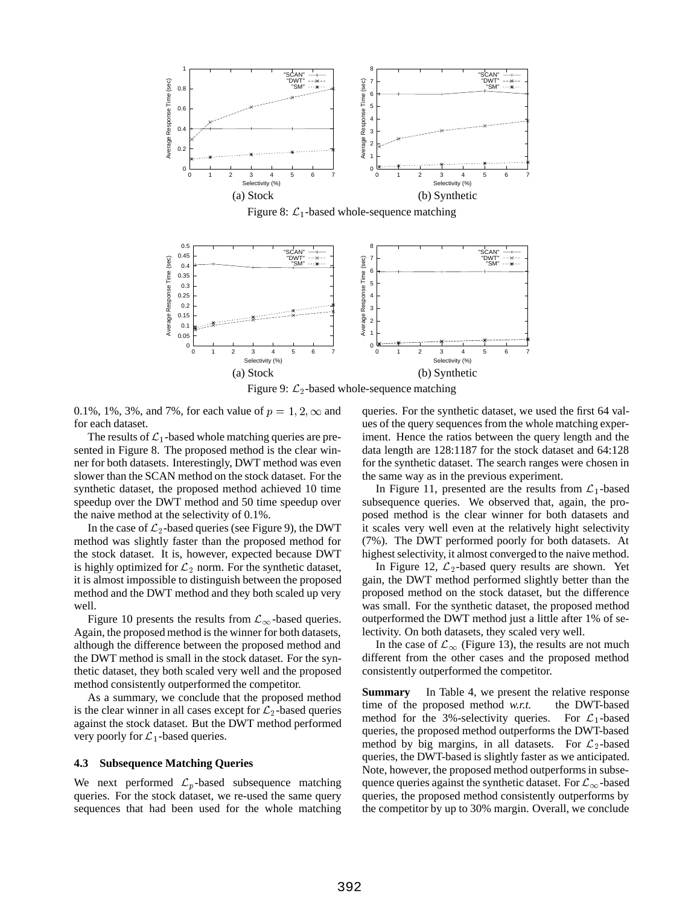(a) Stock (b) Synthetic

Figure 8: $\mathcal{L}_1$-based whole-sequence matching

(a) Stock (b) Synthetic

Figure 9: $\mathcal{L}_2$-based whole-sequence matching

0.1%, 1%, 3%, and 7%, for each value of $p = 1, 2, \infty$ and for each dataset.

The results of $\mathcal{L}_1$-based whole matching queries are presented in Figure 8. The proposed method is the clear winner for both datasets. Interestingly, DWT method was even slower than the SCAN method on the stock dataset. For the synthetic dataset, the proposed method achieved 10 time speedup over the DWT method and 50 time speedup over the naive method at the selectivity of 0.1%.

In the case of $\mathcal{L}_2$-based queries (see Figure 9), the DWT method was slightly faster than the proposed method for the stock dataset. It is, however, expected because DWT is highly optimized for $\mathcal{L}_2$ norm. For the synthetic dataset, it is almost impossible to distinguish between the proposed method and the DWT method and they both scaled up very well.

Figure 10 presents the results from $\mathcal{L}_\infty$-based queries. Again, the proposed method is the winner for both datasets, although the difference between the proposed method and the DWT method is small in the stock dataset. For the synthetic dataset, they both scaled very well and the proposed method consistently outperformed the competitor.

As a summary, we conclude that the proposed method is the clear winner in all cases except for $\mathcal{L}_2$-based queries against the stock dataset. But the DWT method performed very poorly for $\mathcal{L}_1$-based queries.

### 4.3 Subsequence Matching Queries

We next performed $\mathcal{L}_p$-based subsequence matching queries. For the stock dataset, we re-used the same query sequences that had been used for the whole matching queries. For the synthetic dataset, we used the first 64 values of the query sequences from the whole matching experiment. Hence the ratios between the query length and the data length are 128:1187 for the stock dataset and 64:128 for the synthetic dataset. The search ranges were chosen in the same way as in the previous experiment.

In Figure 11, presented are the results from $\mathcal{L}_1$-based subsequence queries. We observed that, again, the proposed method is the clear winner for both datasets and it scales very well even at the relatively hight selectivity (7%). The DWT performed poorly for both datasets. At highest selectivity, it almost converged to the naive method.

In Figure 12, $\mathcal{L}_2$-based query results are shown. Yet gain, the DWT method performed slightly better than the proposed method on the stock dataset, but the difference was small. For the synthetic dataset, the proposed method outperformed the DWT method just a little after 1% of selectivity. On both datasets, they scaled very well.

In the case of $\mathcal{L}_\infty$ (Figure 13), the results are not much different from the other cases and the proposed method consistently outperformed the competitor.

**Summary** In Table 4, we present the relative response time of the proposed method *w.r.t.* the DWT-based method for the 3%-selectivity queries. For $\mathcal{L}_1$-based queries, the proposed method outperforms the DWT-based method by big margins, in all datasets. For $\mathcal{L}_2$-based queries, the DWT-based is slightly faster as we anticipated. Note, however, the proposed method outperforms in subsequence queries against the synthetic dataset. For $\mathcal{L}_\infty$-based queries, the proposed method consistently outperforms by the competitor by up to 30% margin. Overall, we conclude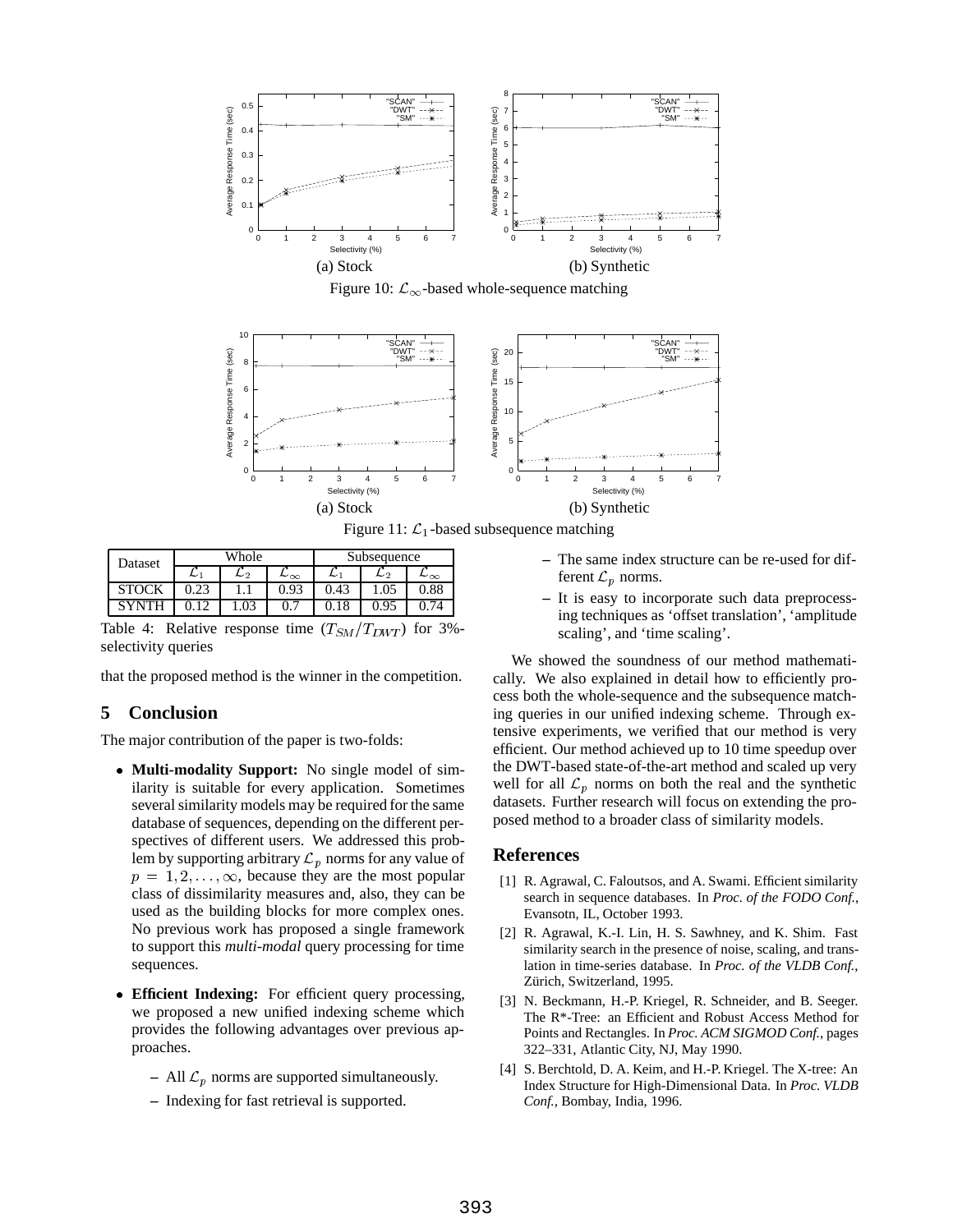Figure 10: $\mathcal{L}_\infty$-based whole-sequence matching

Figure 11: $\mathcal{L}_1$-based subsequence matching

| Dataset | Whole | | | Subsequence | | |
|---|---|---|---|---|---|---|
| | $\mathcal{L}_1$ | $\mathcal{L}_2$ | $\mathcal{L}_\infty$ | $\mathcal{L}_1$ | $\mathcal{L}_2$ | $\mathcal{L}_\infty$ |
| STOCK | 0.23 | 1.1 | 0.93 | 0.43 | 1.05 | 0.88 |
| SYNTH | 0.12 | 1.03 | 0.7 | 0.18 | 0.95 | 0.74 |

Table 4: Relative response time ($T_{SM}/T_{DWT}$) for 3%-selectivity queries

that the proposed method is the winner in the competition.

## 5 Conclusion

The major contribution of the paper is two-folds:

- **Multi-modality Support:** No single model of similarity is suitable for every application. Sometimes several similarity models may be required for the same database of sequences, depending on the different perspectives of different users. We addressed this problem by supporting arbitrary $\mathcal{L}_p$ norms for any value of $p = 1, 2, \ldots, \infty$, because they are the most popular class of dissimilarity measures and, also, they can be used as the building blocks for more complex ones. No previous work has proposed a single framework to support this *multi-modal* query processing for time sequences.
- **Efficient Indexing:** For efficient query processing, we proposed a new unified indexing scheme which provides the following advantages over previous approaches.
  - All $\mathcal{L}_p$ norms are supported simultaneously.
  - Indexing for fast retrieval is supported.
  - The same index structure can be re-used for different $\mathcal{L}_p$ norms.
  - It is easy to incorporate such data preprocessing techniques as 'offset translation', 'amplitude scaling', and 'time scaling'.

We showed the soundness of our method mathematically. We also explained in detail how to efficiently process both the whole-sequence and the subsequence matching queries in our unified indexing scheme. Through extensive experiments, we verified that our method is very efficient. Our method achieved up to 10 time speedup over the DWT-based state-of-the-art method and scaled up very well for all $\mathcal{L}_p$ norms on both the real and the synthetic datasets. Further research will focus on extending the proposed method to a broader class of similarity models.

## References

[1] R. Agrawal, C. Faloutsos, and A. Swami. Efficient similarity search in sequence databases. In *Proc. of the FODO Conf.*, Evansotn, IL, October 1993.

[2] R. Agrawal, K.-I. Lin, H. S. Sawhney, and K. Shim. Fast similarity search in the presence of noise, scaling, and translation in time-series database. In *Proc. of the VLDB Conf.*, Zürich, Switzerland, 1995.

[3] N. Beckmann, H.-P. Kriegel, R. Schneider, and B. Seeger. The R*-Tree: an Efficient and Robust Access Method for Points and Rectangles. In *Proc. ACM SIGMOD Conf.*, pages 322–331, Atlantic City, NJ, May 1990.

[4] S. Berchtold, D. A. Keim, and H.-P. Kriegel. The X-tree: An Index Structure for High-Dimensional Data. In *Proc. VLDB Conf.*, Bombay, India, 1996.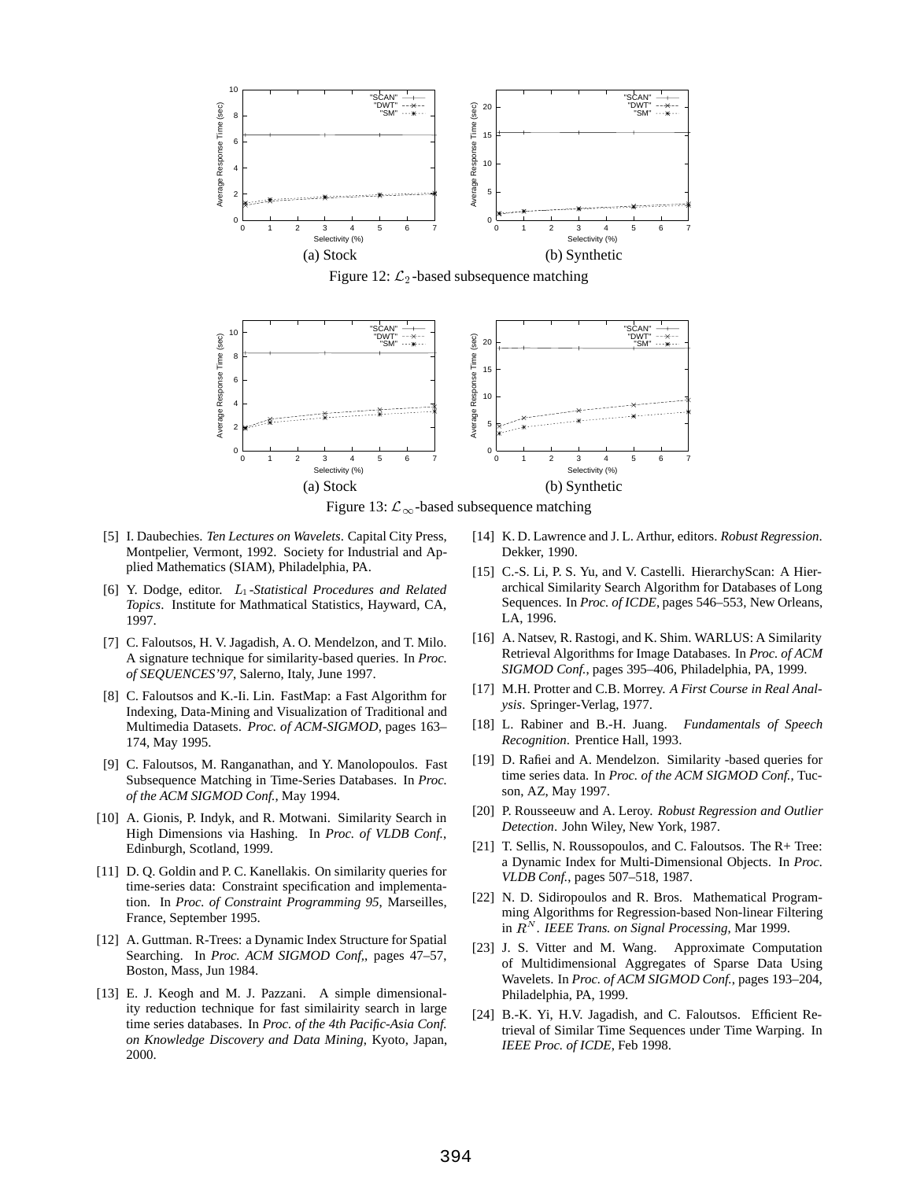10

8

6

4

2

0

Average Response Time (sec)

0 1 2 3 4 5 6 7

Selectivity (%)

"SCAN"
"DWT"
"SM"

(a) Stock

20

15

10

5

0

Average Response Time (sec)

0 1 2 3 4 5 6 7

Selectivity (%)

"SCAN"
"DWT"
"SM"

(b) Synthetic

Figure 12: $\mathcal{L}_2$-based subsequence matching

10

8

6

4

2

0

Average Response Time (sec)

0 1 2 3 4 5 6 7

Selectivity (%)

"SCAN"
"DWT"
"SM"

(a) Stock

20

15

10

5

0

Average Response Time (sec)

0 1 2 3 4 5 6 7

Selectivity (%)

"SCAN"
"DWT"
"SM"

(b) Synthetic

Figure 13: $\mathcal{L}_\infty$-based subsequence matching

[5] I. Daubechies. *Ten Lectures on Wavelets*. Capital City Press, Montpelier, Vermont, 1992. Society for Industrial and Applied Mathematics (SIAM), Philadelphia, PA.

[6] Y. Dodge, editor. *$L_1$-Statistical Procedures and Related Topics*. Institute for Mathmatical Statistics, Hayward, CA, 1997.

[7] C. Faloutsos, H. V. Jagadish, A. O. Mendelzon, and T. Milo. A signature technique for similarity-based queries. In *Proc. of SEQUENCES'97*, Salerno, Italy, June 1997.

[8] C. Faloutsos and K.-Ii. Lin. FastMap: a Fast Algorithm for Indexing, Data-Mining and Visualization of Traditional and Multimedia Datasets. *Proc. of ACM-SIGMOD*, pages 163–174, May 1995.

[9] C. Faloutsos, M. Ranganathan, and Y. Manolopoulos. Fast Subsequence Matching in Time-Series Databases. In *Proc. of the ACM SIGMOD Conf.*, May 1994.

[10] A. Gionis, P. Indyk, and R. Motwani. Similarity Search in High Dimensions via Hashing. In *Proc. of VLDB Conf.*, Edinburgh, Scotland, 1999.

[11] D. Q. Goldin and P. C. Kanellakis. On similarity queries for time-series data: Constraint specification and implementation. In *Proc. of Constraint Programming 95*, Marseilles, France, September 1995.

[12] A. Guttman. R-Trees: a Dynamic Index Structure for Spatial Searching. In *Proc. ACM SIGMOD Conf,*, pages 47–57, Boston, Mass, Jun 1984.

[13] E. J. Keogh and M. J. Pazzani. A simple dimensionality reduction technique for fast similairity search in large time series databases. In *Proc. of the 4th Pacific-Asia Conf. on Knowledge Discovery and Data Mining*, Kyoto, Japan, 2000.

[14] K. D. Lawrence and J. L. Arthur, editors. *Robust Regression*. Dekker, 1990.

[15] C.-S. Li, P. S. Yu, and V. Castelli. HierarchyScan: A Hierarchical Similarity Search Algorithm for Databases of Long Sequences. In *Proc. of ICDE*, pages 546–553, New Orleans, LA, 1996.

[16] A. Natsev, R. Rastogi, and K. Shim. WARLUS: A Similarity Retrieval Algorithms for Image Databases. In *Proc. of ACM SIGMOD Conf.*, pages 395–406, Philadelphia, PA, 1999.

[17] M.H. Protter and C.B. Morrey. *A First Course in Real Analysis*. Springer-Verlag, 1977.

[18] L. Rabiner and B.-H. Juang. *Fundamentals of Speech Recognition*. Prentice Hall, 1993.

[19] D. Rafiei and A. Mendelzon. Similarity -based queries for time series data. In *Proc. of the ACM SIGMOD Conf.*, Tucson, AZ, May 1997.

[20] P. Rousseeuw and A. Leroy. *Robust Regression and Outlier Detection*. John Wiley, New York, 1987.

[21] T. Sellis, N. Roussopoulos, and C. Faloutsos. The R+ Tree: a Dynamic Index for Multi-Dimensional Objects. In *Proc. VLDB Conf.*, pages 507–518, 1987.

[22] N. D. Sidiropoulos and R. Bros. Mathematical Programming Algorithms for Regression-based Non-linear Filtering in $R^N$. *IEEE Trans. on Signal Processing*, Mar 1999.

[23] J. S. Vitter and M. Wang. Approximate Computation of Multidimensional Aggregates of Sparse Data Using Wavelets. In *Proc. of ACM SIGMOD Conf.*, pages 193–204, Philadelphia, PA, 1999.

[24] B.-K. Yi, H.V. Jagadish, and C. Faloutsos. Efficient Retrieval of Similar Time Sequences under Time Warping. In *IEEE Proc. of ICDE*, Feb 1998.